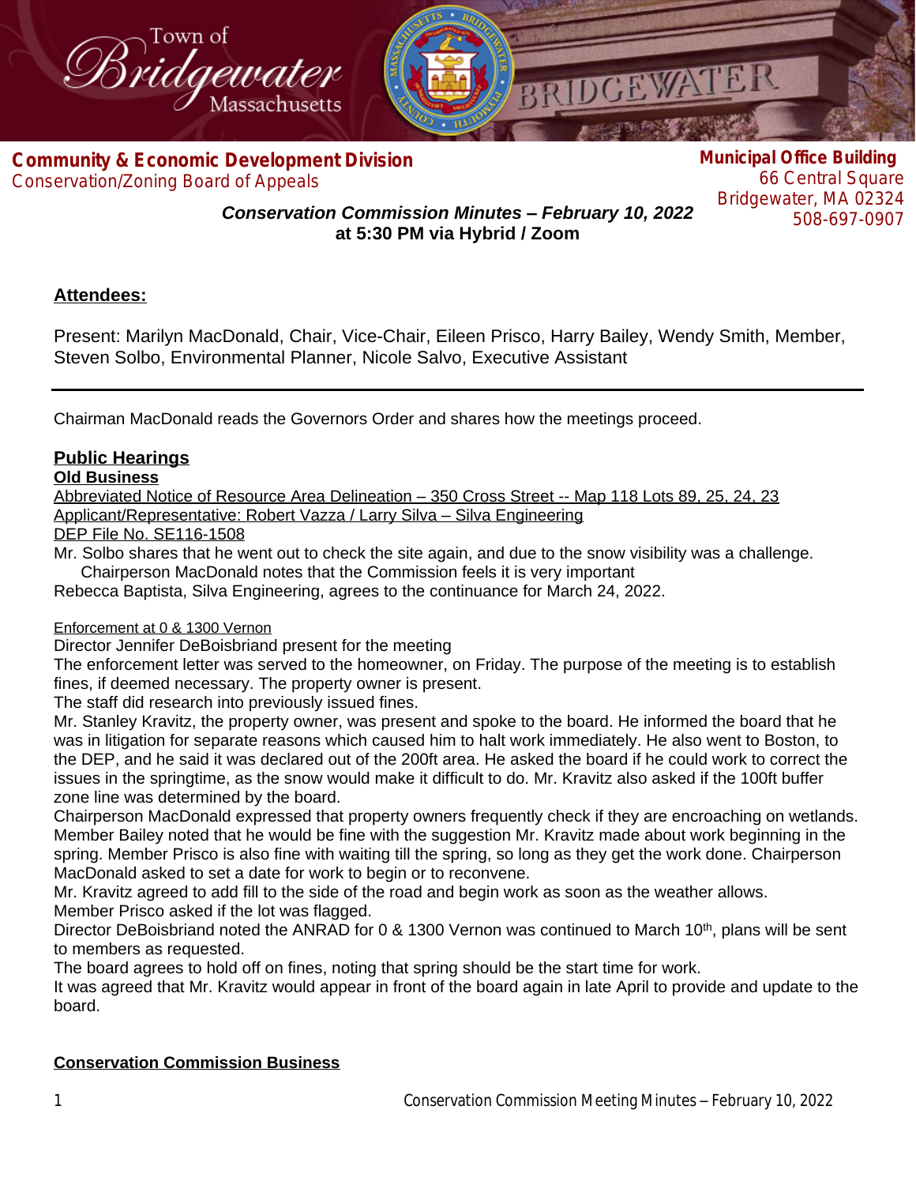Town of Bridgewater Massachusetts

**Community & Economic Development Division**
Conservation/Zoning Board of Appeals

**Municipal Office Building**
66 Central Square
Bridgewater, MA 02324
508-697-0907

***Conservation Commission Minutes – February 10, 2022***
**at 5:30 PM via Hybrid / Zoom**

## Attendees:

Present: Marilyn MacDonald, Chair, Vice-Chair, Eileen Prisco, Harry Bailey, Wendy Smith, Member, Steven Solbo, Environmental Planner, Nicole Salvo, Executive Assistant

---

Chairman MacDonald reads the Governors Order and shares how the meetings proceed.

## Public Hearings

### Old Business

Abbreviated Notice of Resource Area Delineation – 350 Cross Street -- Map 118 Lots 89, 25, 24, 23
Applicant/Representative: Robert Vazza / Larry Silva – Silva Engineering
DEP File No. SE116-1508

Mr. Solbo shares that he went out to check the site again, and due to the snow visibility was a challenge.
Chairperson MacDonald notes that the Commission feels it is very important
Rebecca Baptista, Silva Engineering, agrees to the continuance for March 24, 2022.

Enforcement at 0 & 1300 Vernon

Director Jennifer DeBoisbriand present for the meeting
The enforcement letter was served to the homeowner, on Friday. The purpose of the meeting is to establish fines, if deemed necessary. The property owner is present.
The staff did research into previously issued fines.
Mr. Stanley Kravitz, the property owner, was present and spoke to the board. He informed the board that he was in litigation for separate reasons which caused him to halt work immediately. He also went to Boston, to the DEP, and he said it was declared out of the 200ft area. He asked the board if he could work to correct the issues in the springtime, as the snow would make it difficult to do. Mr. Kravitz also asked if the 100ft buffer zone line was determined by the board.
Chairperson MacDonald expressed that property owners frequently check if they are encroaching on wetlands. Member Bailey noted that he would be fine with the suggestion Mr. Kravitz made about work beginning in the spring. Member Prisco is also fine with waiting till the spring, so long as they get the work done. Chairperson MacDonald asked to set a date for work to begin or to reconvene.
Mr. Kravitz agreed to add fill to the side of the road and begin work as soon as the weather allows.
Member Prisco asked if the lot was flagged.
Director DeBoisbriand noted the ANRAD for 0 & 1300 Vernon was continued to March 10th, plans will be sent to members as requested.
The board agrees to hold off on fines, noting that spring should be the start time for work.
It was agreed that Mr. Kravitz would appear in front of the board again in late April to provide and update to the board.

## Conservation Commission Business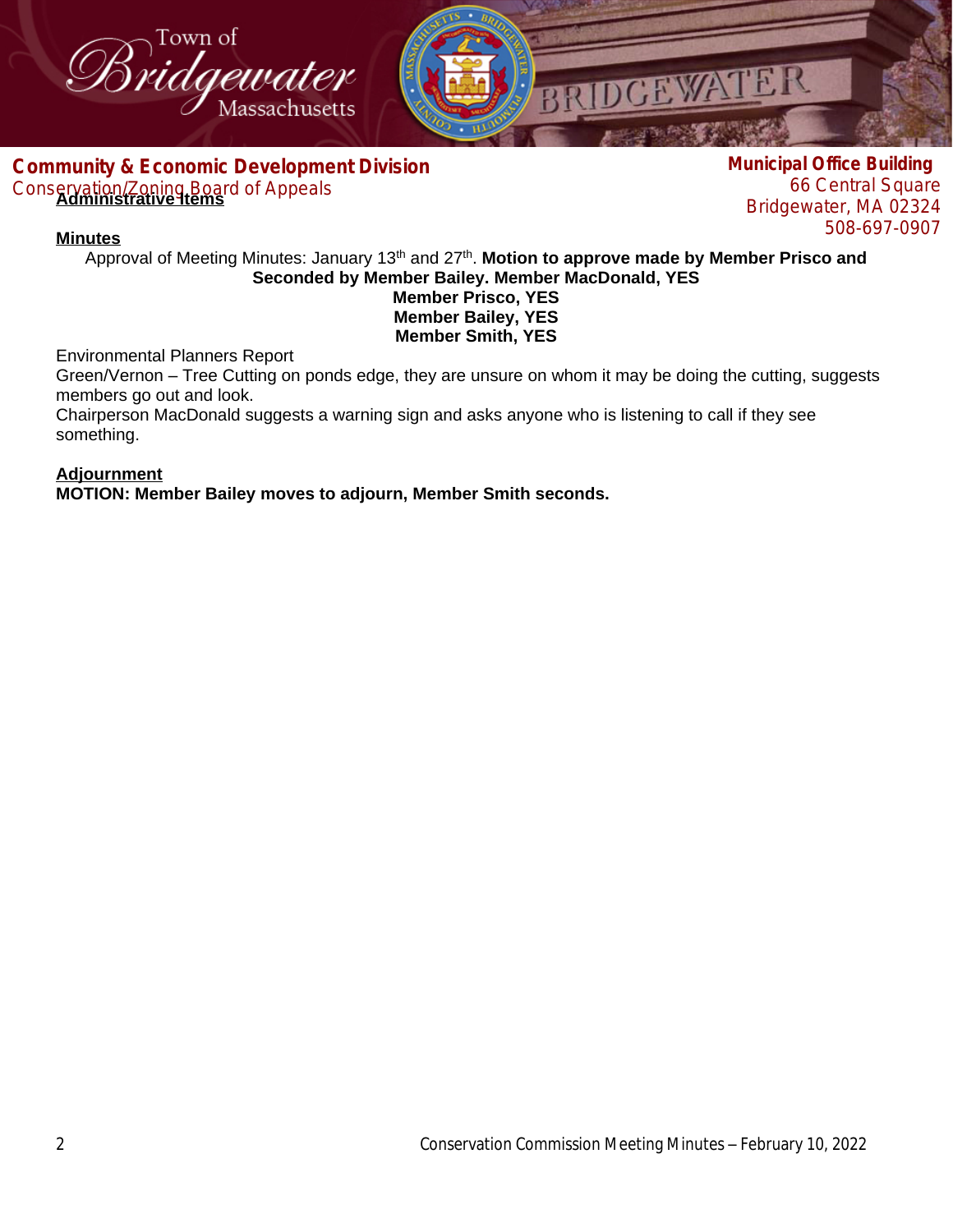**Administrative Items**

**Minutes**

Approval of Meeting Minutes: January 13th and 27th. **Motion to approve made by Member Prisco and Seconded by Member Bailey. Member MacDonald, YES**
**Member Prisco, YES**
**Member Bailey, YES**
**Member Smith, YES**

Environmental Planners Report

Green/Vernon – Tree Cutting on ponds edge, they are unsure on whom it may be doing the cutting, suggests members go out and look.

Chairperson MacDonald suggests a warning sign and asks anyone who is listening to call if they see something.

**Adjournment**

**MOTION: Member Bailey moves to adjourn, Member Smith seconds.**